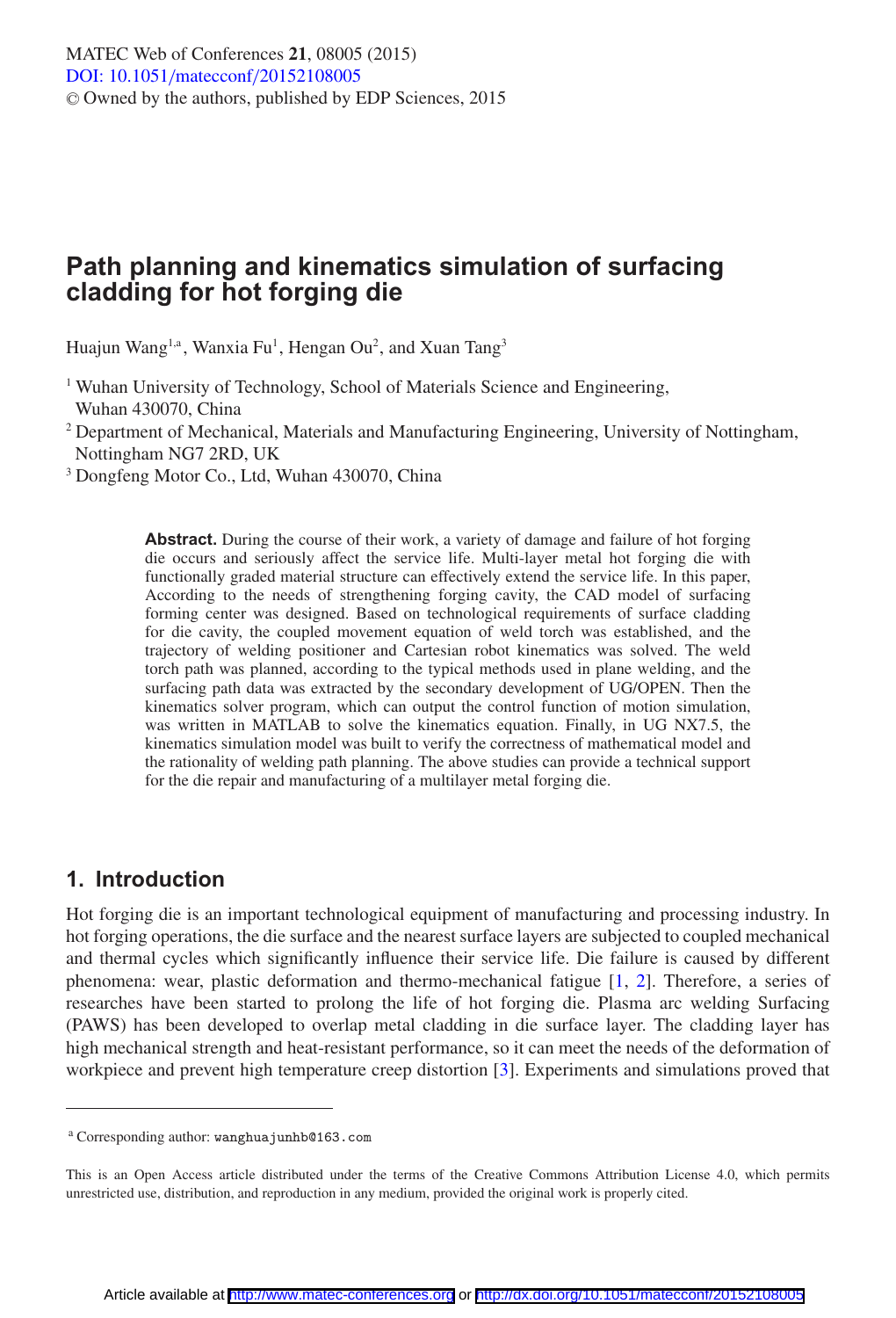# Path planning and kinematics simulation of surfacing cladding for hot forging die

Huajun Wang[1,a], Wanxia Fu[1], Hengan Ou[2], and Xuan Tang[3]

[1] Wuhan University of Technology, School of Materials Science and Engineering, Wuhan 430070, China

[2] Department of Mechanical, Materials and Manufacturing Engineering, University of Nottingham, Nottingham NG7 2RD, UK

[3] Dongfeng Motor Co., Ltd, Wuhan 430070, China

**Abstract.** During the course of their work, a variety of damage and failure of hot forging die occurs and seriously affect the service life. Multi-layer metal hot forging die with functionally graded material structure can effectively extend the service life. In this paper, According to the needs of strengthening forging cavity, the CAD model of surfacing forming center was designed. Based on technological requirements of surface cladding for die cavity, the coupled movement equation of weld torch was established, and the trajectory of welding positioner and Cartesian robot kinematics was solved. The weld torch path was planned, according to the typical methods used in plane welding, and the surfacing path data was extracted by the secondary development of UG/OPEN. Then the kinematics solver program, which can output the control function of motion simulation, was written in MATLAB to solve the kinematics equation. Finally, in UG NX7.5, the kinematics simulation model was built to verify the correctness of mathematical model and the rationality of welding path planning. The above studies can provide a technical support for the die repair and manufacturing of a multilayer metal forging die.

## 1. Introduction

Hot forging die is an important technological equipment of manufacturing and processing industry. In hot forging operations, the die surface and the nearest surface layers are subjected to coupled mechanical and thermal cycles which significantly influence their service life. Die failure is caused by different phenomena: wear, plastic deformation and thermo-mechanical fatigue [1, 2]. Therefore, a series of researches have been started to prolong the life of hot forging die. Plasma arc welding Surfacing (PAWS) has been developed to overlap metal cladding in die surface layer. The cladding layer has high mechanical strength and heat-resistant performance, so it can meet the needs of the deformation of workpiece and prevent high temperature creep distortion [3]. Experiments and simulations proved that

---

[a] Corresponding author: wanghuajunhb@163.com

This is an Open Access article distributed under the terms of the Creative Commons Attribution License 4.0, which permits unrestricted use, distribution, and reproduction in any medium, provided the original work is properly cited.

Article available at http://www.matec-conferences.org or http://dx.doi.org/10.1051/matecconf/20152108005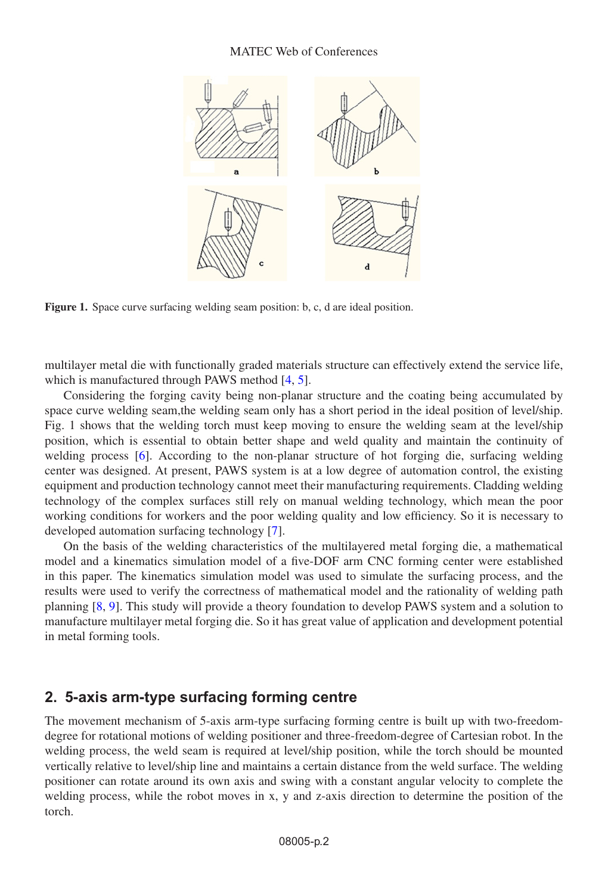Figure 1. Space curve surfacing welding seam position: b, c, d are ideal position.

multilayer metal die with functionally graded materials structure can effectively extend the service life, which is manufactured through PAWS method [4, 5].

Considering the forging cavity being non-planar structure and the coating being accumulated by space curve welding seam,the welding seam only has a short period in the ideal position of level/ship. Fig. 1 shows that the welding torch must keep moving to ensure the welding seam at the level/ship position, which is essential to obtain better shape and weld quality and maintain the continuity of welding process [6]. According to the non-planar structure of hot forging die, surfacing welding center was designed. At present, PAWS system is at a low degree of automation control, the existing equipment and production technology cannot meet their manufacturing requirements. Cladding welding technology of the complex surfaces still rely on manual welding technology, which mean the poor working conditions for workers and the poor welding quality and low efficiency. So it is necessary to developed automation surfacing technology [7].

On the basis of the welding characteristics of the multilayered metal forging die, a mathematical model and a kinematics simulation model of a five-DOF arm CNC forming center were established in this paper. The kinematics simulation model was used to simulate the surfacing process, and the results were used to verify the correctness of mathematical model and the rationality of welding path planning [8, 9]. This study will provide a theory foundation to develop PAWS system and a solution to manufacture multilayer metal forging die. So it has great value of application and development potential in metal forming tools.

## 2. 5-axis arm-type surfacing forming centre

The movement mechanism of 5-axis arm-type surfacing forming centre is built up with two-freedom-degree for rotational motions of welding positioner and three-freedom-degree of Cartesian robot. In the welding process, the weld seam is required at level/ship position, while the torch should be mounted vertically relative to level/ship line and maintains a certain distance from the weld surface. The welding positioner can rotate around its own axis and swing with a constant angular velocity to complete the welding process, while the robot moves in x, y and z-axis direction to determine the position of the torch.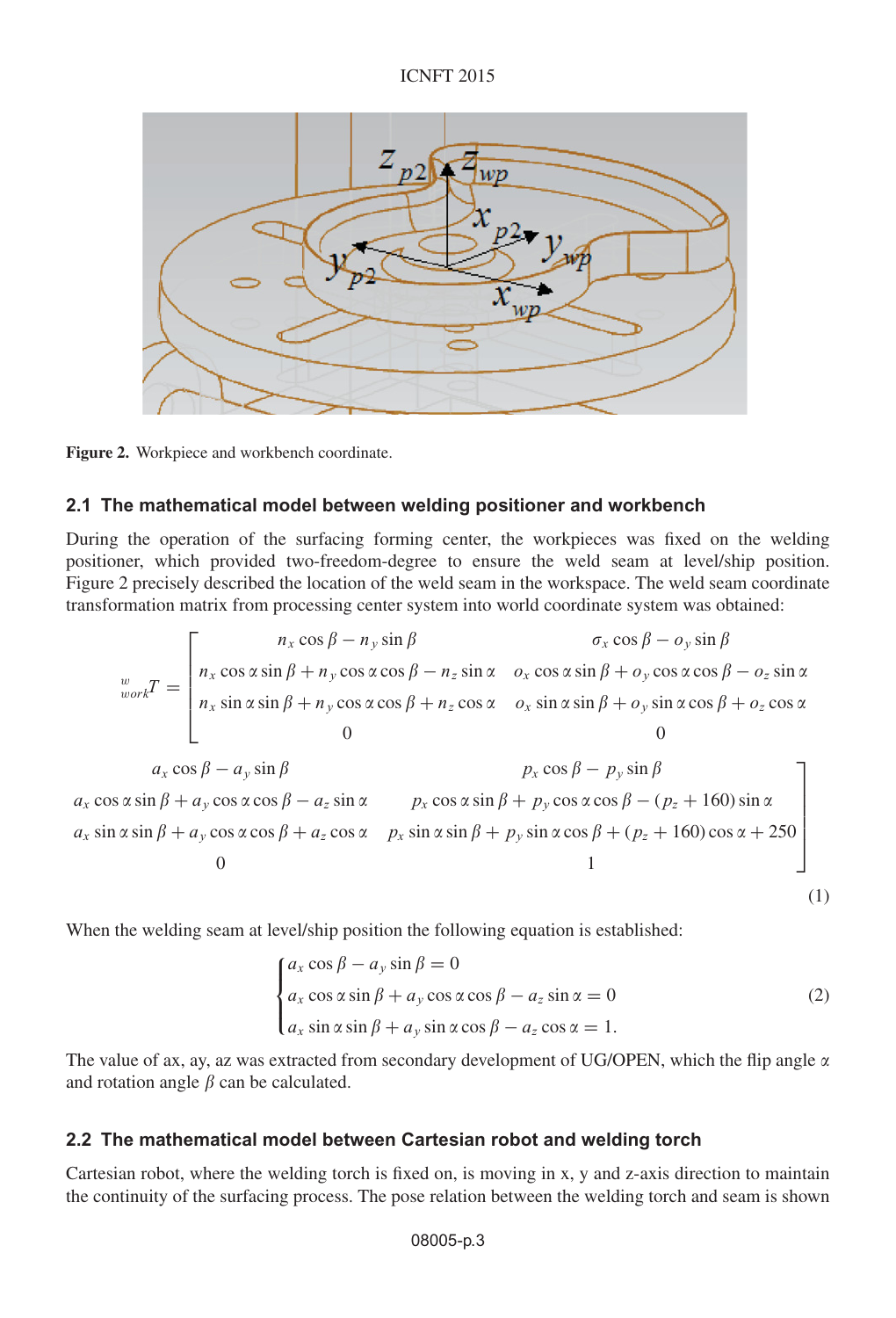Figure 2. Workpiece and workbench coordinate.

### 2.1 The mathematical model between welding positioner and workbench

During the operation of the surfacing forming center, the workpieces was fixed on the welding positioner, which provided two-freedom-degree to ensure the weld seam at level/ship position. Figure 2 precisely described the location of the weld seam in the workspace. The weld seam coordinate transformation matrix from processing center system into world coordinate system was obtained:

$$
{}^{w}_{work}T = \begin{bmatrix}
n_x \cos\beta - n_y \sin\beta & \sigma_x \cos\beta - o_y \sin\beta & a_x \cos\beta - a_y \sin\beta & p_x \cos\beta - p_y \sin\beta \\
n_x \cos\alpha \sin\beta + n_y \cos\alpha \cos\beta - n_z \sin\alpha & o_x \cos\alpha \sin\beta + o_y \cos\alpha \cos\beta - o_z \sin\alpha & a_x \cos\alpha \sin\beta + a_y \cos\alpha \cos\beta - a_z \sin\alpha & p_x \cos\alpha \sin\beta + p_y \cos\alpha \cos\beta - (p_z + 160)\sin\alpha \\
n_x \sin\alpha \sin\beta + n_y \cos\alpha \cos\beta + n_z \cos\alpha & o_x \sin\alpha \sin\beta + o_y \sin\alpha \cos\beta + o_z \cos\alpha & a_x \sin\alpha \sin\beta + a_y \cos\alpha \cos\beta + a_z \cos\alpha & p_x \sin\alpha \sin\beta + p_y \sin\alpha \cos\beta + (p_z + 160)\cos\alpha + 250 \\
0 & 0 & 0 & 1
\end{bmatrix} \tag{1}
$$

When the welding seam at level/ship position the following equation is established:

$$
\begin{cases}
a_x \cos\beta - a_y \sin\beta = 0 \\
a_x \cos\alpha \sin\beta + a_y \cos\alpha \cos\beta - a_z \sin\alpha = 0 \\
a_x \sin\alpha \sin\beta + a_y \sin\alpha \cos\beta - a_z \cos\alpha = 1.
\end{cases} \tag{2}
$$

The value of ax, ay, az was extracted from secondary development of UG/OPEN, which the flip angle $\alpha$ and rotation angle $\beta$ can be calculated.

### 2.2 The mathematical model between Cartesian robot and welding torch

Cartesian robot, where the welding torch is fixed on, is moving in x, y and z-axis direction to maintain the continuity of the surfacing process. The pose relation between the welding torch and seam is shown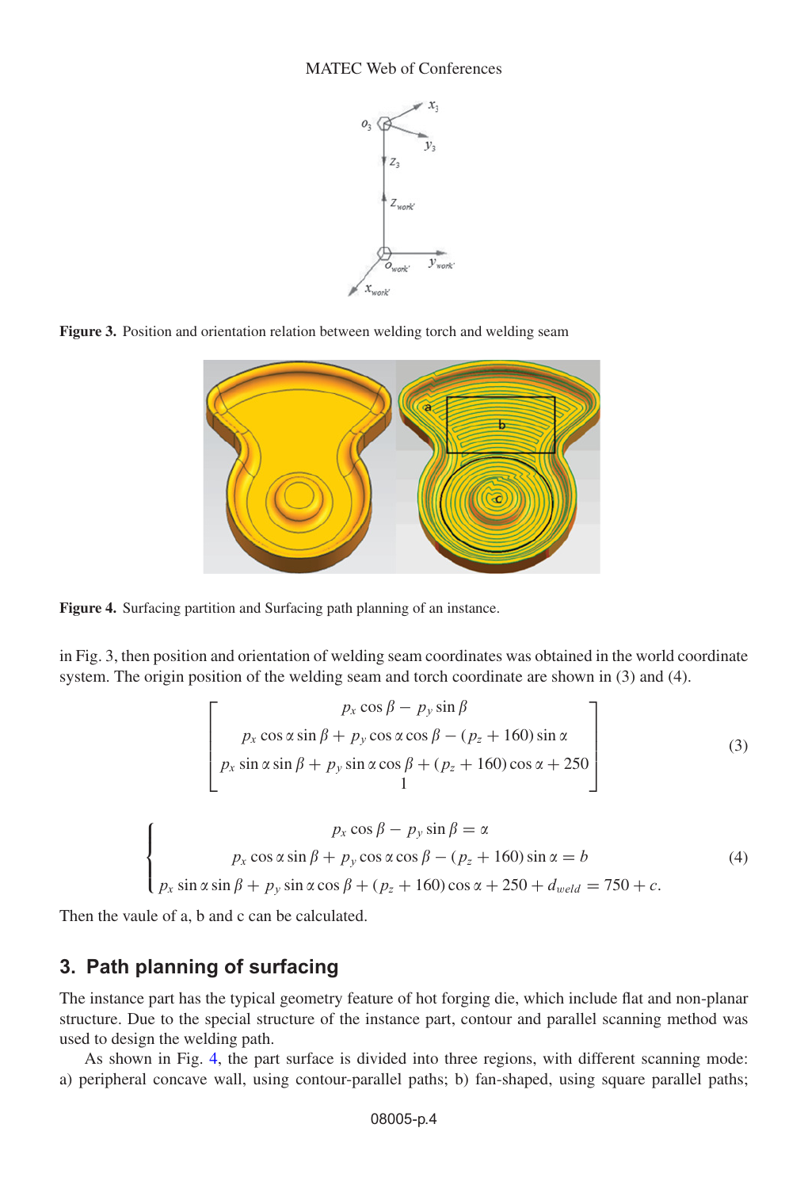Figure 3. Position and orientation relation between welding torch and welding seam

Figure 4. Surfacing partition and Surfacing path planning of an instance.

in Fig. 3, then position and orientation of welding seam coordinates was obtained in the world coordinate system. The origin position of the welding seam and torch coordinate are shown in (3) and (4).

$$\begin{bmatrix} p_x \cos\beta - p_y \sin\beta \\ p_x \cos\alpha \sin\beta + p_y \cos\alpha \cos\beta - (p_z + 160)\sin\alpha \\ p_x \sin\alpha \sin\beta + p_y \sin\alpha \cos\beta + (p_z + 160)\cos\alpha + 250 \\ 1 \end{bmatrix} \tag{3}$$

$$\begin{cases} p_x \cos\beta - p_y \sin\beta = \alpha \\ p_x \cos\alpha \sin\beta + p_y \cos\alpha \cos\beta - (p_z + 160)\sin\alpha = b \\ p_x \sin\alpha \sin\beta + p_y \sin\alpha \cos\beta + (p_z + 160)\cos\alpha + 250 + d_{weld} = 750 + c. \end{cases} \tag{4}$$

Then the vaule of a, b and c can be calculated.

## 3. Path planning of surfacing

The instance part has the typical geometry feature of hot forging die, which include flat and non-planar structure. Due to the special structure of the instance part, contour and parallel scanning method was used to design the welding path.

As shown in Fig. 4, the part surface is divided into three regions, with different scanning mode: a) peripheral concave wall, using contour-parallel paths; b) fan-shaped, using square parallel paths;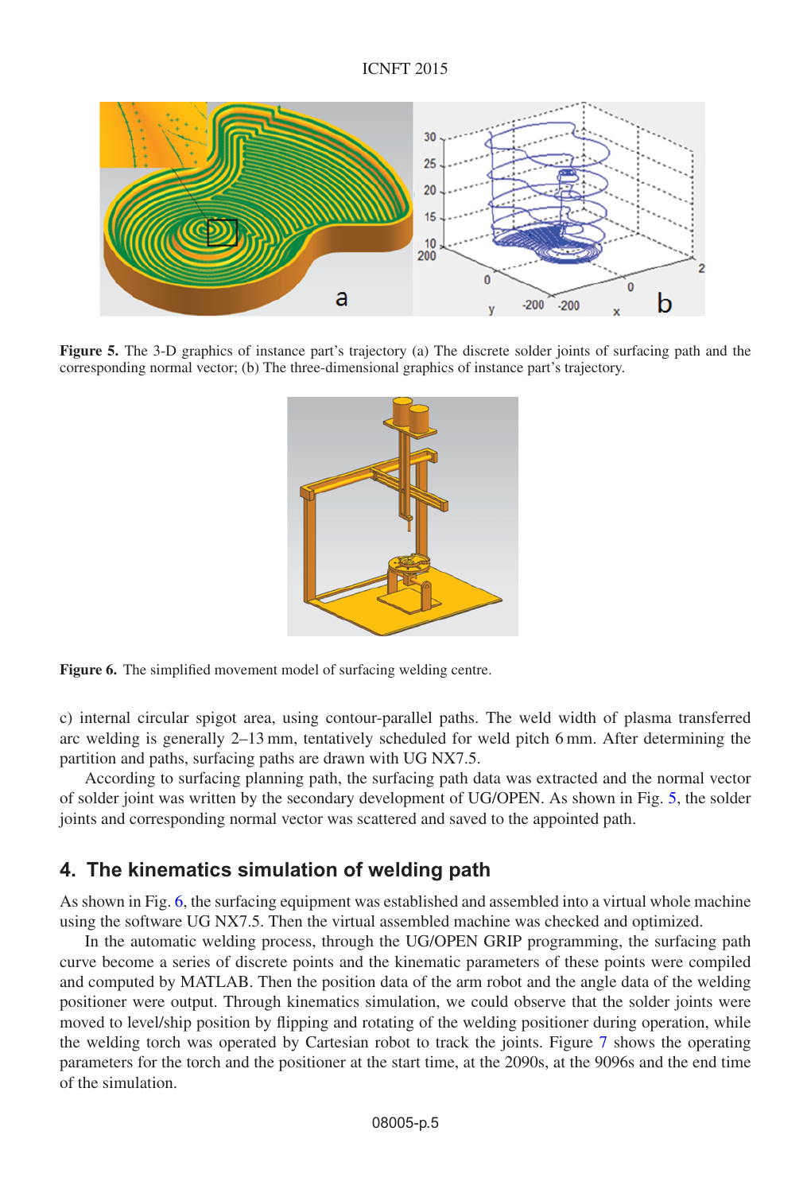Figure 5. The 3-D graphics of instance part's trajectory (a) The discrete solder joints of surfacing path and the corresponding normal vector; (b) The three-dimensional graphics of instance part's trajectory.

Figure 6. The simplified movement model of surfacing welding centre.

c) internal circular spigot area, using contour-parallel paths. The weld width of plasma transferred arc welding is generally 2–13 mm, tentatively scheduled for weld pitch 6 mm. After determining the partition and paths, surfacing paths are drawn with UG NX7.5.

According to surfacing planning path, the surfacing path data was extracted and the normal vector of solder joint was written by the secondary development of UG/OPEN. As shown in Fig. 5, the solder joints and corresponding normal vector was scattered and saved to the appointed path.

## 4. The kinematics simulation of welding path

As shown in Fig. 6, the surfacing equipment was established and assembled into a virtual whole machine using the software UG NX7.5. Then the virtual assembled machine was checked and optimized.

In the automatic welding process, through the UG/OPEN GRIP programming, the surfacing path curve become a series of discrete points and the kinematic parameters of these points were compiled and computed by MATLAB. Then the position data of the arm robot and the angle data of the welding positioner were output. Through kinematics simulation, we could observe that the solder joints were moved to level/ship position by flipping and rotating of the welding positioner during operation, while the welding torch was operated by Cartesian robot to track the joints. Figure 7 shows the operating parameters for the torch and the positioner at the start time, at the 2090s, at the 9096s and the end time of the simulation.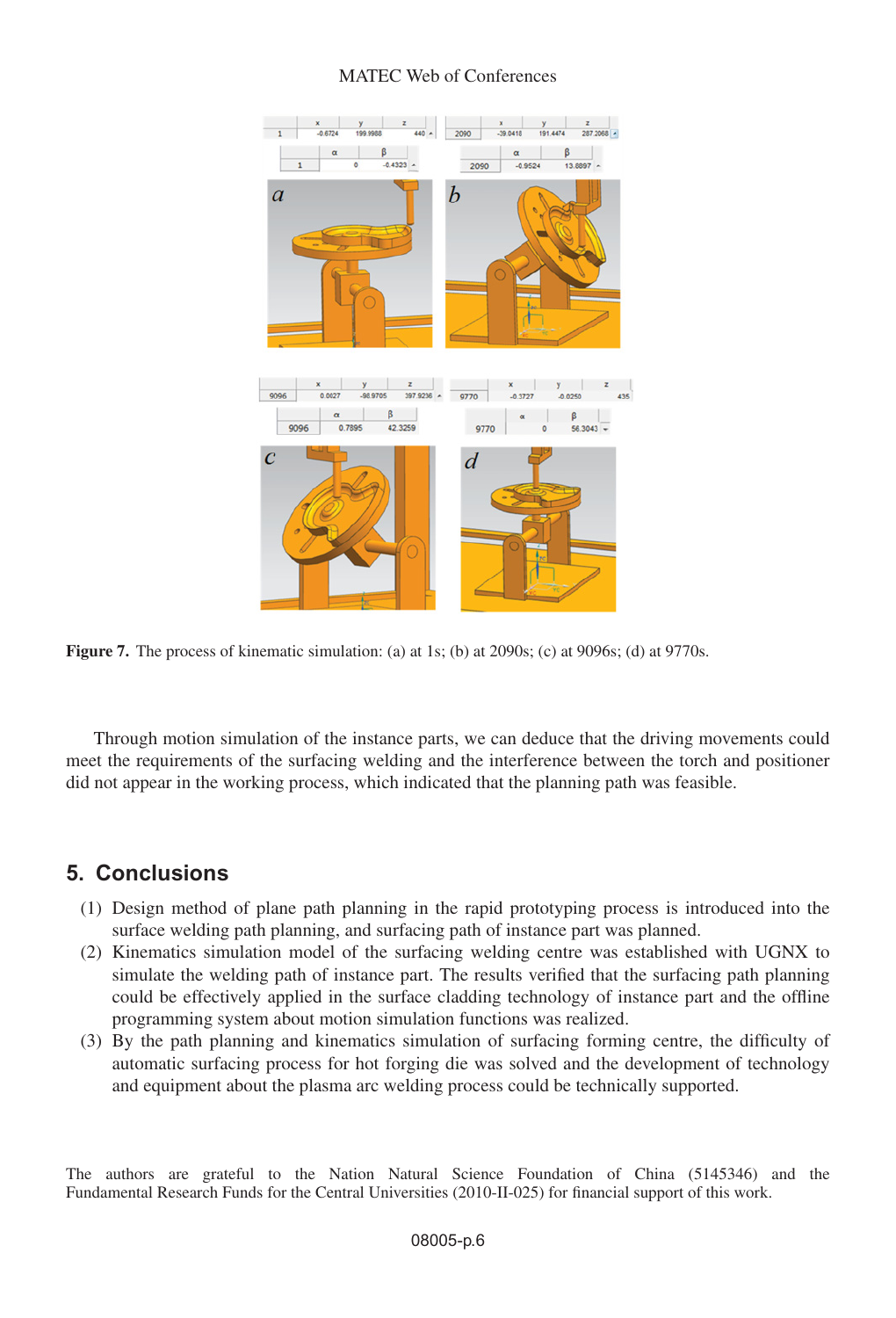**Figure 7.** The process of kinematic simulation: (a) at 1s; (b) at 2090s; (c) at 9096s; (d) at 9770s.

Through motion simulation of the instance parts, we can deduce that the driving movements could meet the requirements of the surfacing welding and the interference between the torch and positioner did not appear in the working process, which indicated that the planning path was feasible.

## 5. Conclusions

(1) Design method of plane path planning in the rapid prototyping process is introduced into the surface welding path planning, and surfacing path of instance part was planned.

(2) Kinematics simulation model of the surfacing welding centre was established with UGNX to simulate the welding path of instance part. The results verified that the surfacing path planning could be effectively applied in the surface cladding technology of instance part and the offline programming system about motion simulation functions was realized.

(3) By the path planning and kinematics simulation of surfacing forming centre, the difficulty of automatic surfacing process for hot forging die was solved and the development of technology and equipment about the plasma arc welding process could be technically supported.

The authors are grateful to the Nation Natural Science Foundation of China (5145346) and the Fundamental Research Funds for the Central Universities (2010-II-025) for financial support of this work.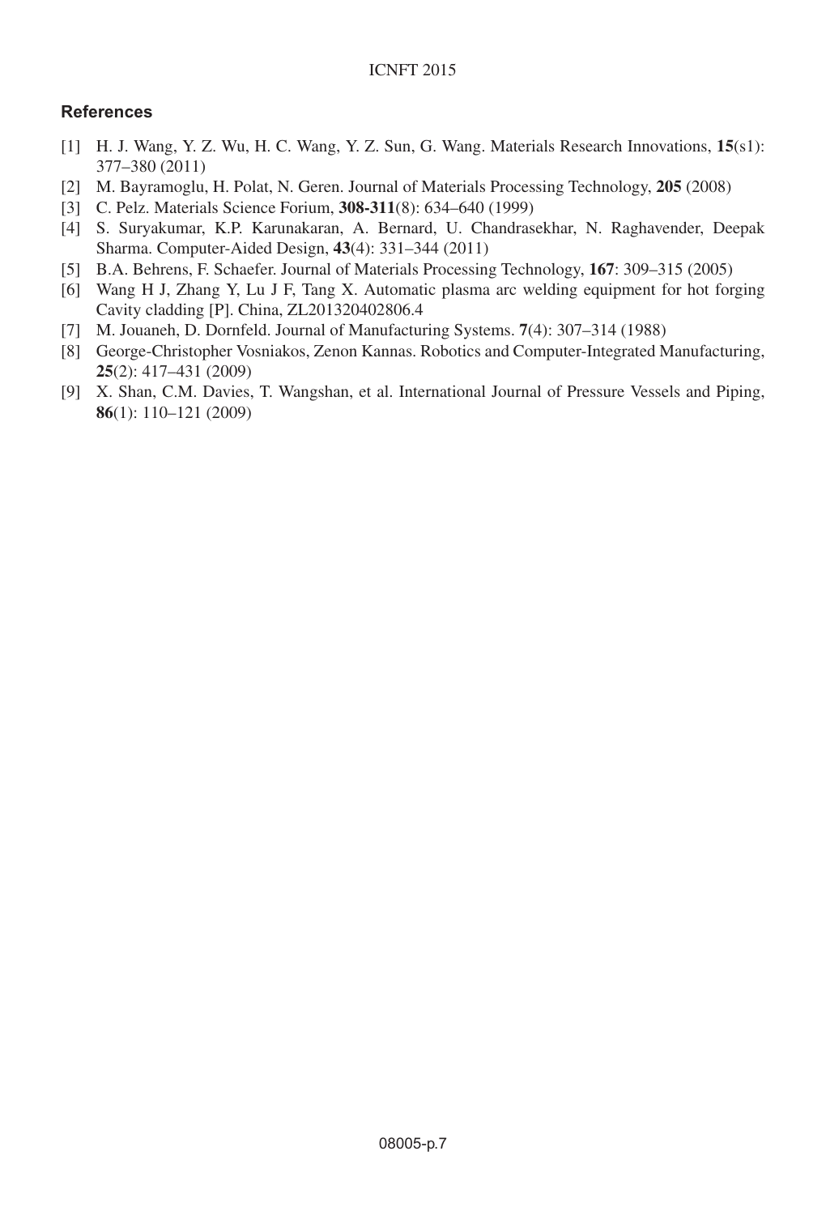## References

[1] H. J. Wang, Y. Z. Wu, H. C. Wang, Y. Z. Sun, G. Wang. Materials Research Innovations, **15**(s1): 377–380 (2011)

[2] M. Bayramoglu, H. Polat, N. Geren. Journal of Materials Processing Technology, **205** (2008)

[3] C. Pelz. Materials Science Forium, **308-311**(8): 634–640 (1999)

[4] S. Suryakumar, K.P. Karunakaran, A. Bernard, U. Chandrasekhar, N. Raghavender, Deepak Sharma. Computer-Aided Design, **43**(4): 331–344 (2011)

[5] B.A. Behrens, F. Schaefer. Journal of Materials Processing Technology, **167**: 309–315 (2005)

[6] Wang H J, Zhang Y, Lu J F, Tang X. Automatic plasma arc welding equipment for hot forging Cavity cladding [P]. China, ZL201320402806.4

[7] M. Jouaneh, D. Dornfeld. Journal of Manufacturing Systems. **7**(4): 307–314 (1988)

[8] George-Christopher Vosniakos, Zenon Kannas. Robotics and Computer-Integrated Manufacturing, **25**(2): 417–431 (2009)

[9] X. Shan, C.M. Davies, T. Wangshan, et al. International Journal of Pressure Vessels and Piping, **86**(1): 110–121 (2009)